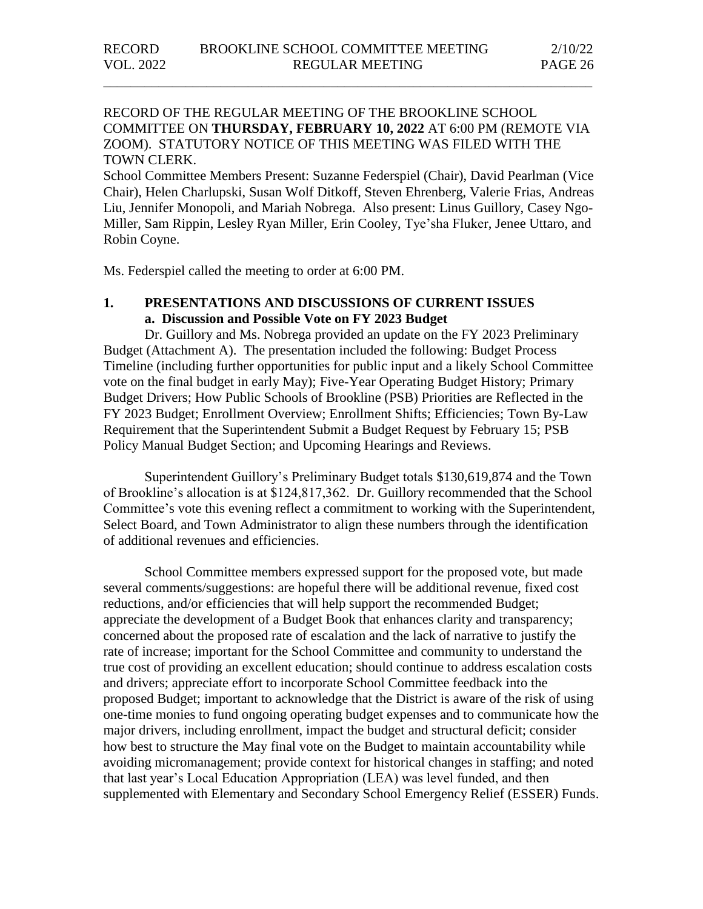RECORD OF THE REGULAR MEETING OF THE BROOKLINE SCHOOL COMMITTEE ON **THURSDAY, FEBRUARY 10, 2022** AT 6:00 PM (REMOTE VIA ZOOM). STATUTORY NOTICE OF THIS MEETING WAS FILED WITH THE TOWN CLERK.

School Committee Members Present: Suzanne Federspiel (Chair), David Pearlman (Vice Chair), Helen Charlupski, Susan Wolf Ditkoff, Steven Ehrenberg, Valerie Frias, Andreas Liu, Jennifer Monopoli, and Mariah Nobrega. Also present: Linus Guillory, Casey Ngo-Miller, Sam Rippin, Lesley Ryan Miller, Erin Cooley, Tye'sha Fluker, Jenee Uttaro, and Robin Coyne.

Ms. Federspiel called the meeting to order at 6:00 PM.

## 1. PRESENTATIONS AND DISCUSSIONS OF CURRENT ISSUES

### a. Discussion and Possible Vote on FY 2023 Budget

Dr. Guillory and Ms. Nobrega provided an update on the FY 2023 Preliminary Budget (Attachment A). The presentation included the following: Budget Process Timeline (including further opportunities for public input and a likely School Committee vote on the final budget in early May); Five-Year Operating Budget History; Primary Budget Drivers; How Public Schools of Brookline (PSB) Priorities are Reflected in the FY 2023 Budget; Enrollment Overview; Enrollment Shifts; Efficiencies; Town By-Law Requirement that the Superintendent Submit a Budget Request by February 15; PSB Policy Manual Budget Section; and Upcoming Hearings and Reviews.

Superintendent Guillory's Preliminary Budget totals $130,619,874 and the Town of Brookline's allocation is at $124,817,362. Dr. Guillory recommended that the School Committee's vote this evening reflect a commitment to working with the Superintendent, Select Board, and Town Administrator to align these numbers through the identification of additional revenues and efficiencies.

School Committee members expressed support for the proposed vote, but made several comments/suggestions: are hopeful there will be additional revenue, fixed cost reductions, and/or efficiencies that will help support the recommended Budget; appreciate the development of a Budget Book that enhances clarity and transparency; concerned about the proposed rate of escalation and the lack of narrative to justify the rate of increase; important for the School Committee and community to understand the true cost of providing an excellent education; should continue to address escalation costs and drivers; appreciate effort to incorporate School Committee feedback into the proposed Budget; important to acknowledge that the District is aware of the risk of using one-time monies to fund ongoing operating budget expenses and to communicate how the major drivers, including enrollment, impact the budget and structural deficit; consider how best to structure the May final vote on the Budget to maintain accountability while avoiding micromanagement; provide context for historical changes in staffing; and noted that last year's Local Education Appropriation (LEA) was level funded, and then supplemented with Elementary and Secondary School Emergency Relief (ESSER) Funds.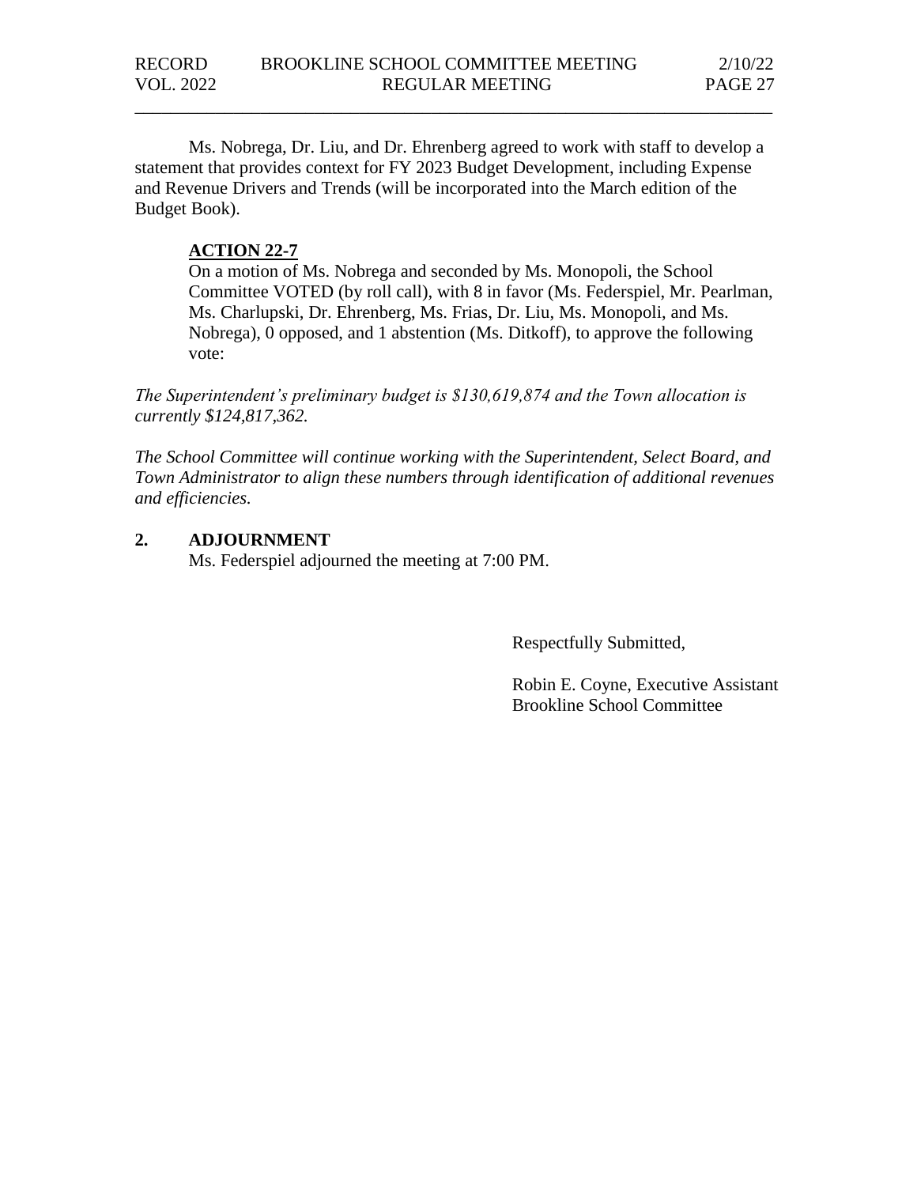Ms. Nobrega, Dr. Liu, and Dr. Ehrenberg agreed to work with staff to develop a statement that provides context for FY 2023 Budget Development, including Expense and Revenue Drivers and Trends (will be incorporated into the March edition of the Budget Book).

**ACTION 22-7**

On a motion of Ms. Nobrega and seconded by Ms. Monopoli, the School Committee VOTED (by roll call), with 8 in favor (Ms. Federspiel, Mr. Pearlman, Ms. Charlupski, Dr. Ehrenberg, Ms. Frias, Dr. Liu, Ms. Monopoli, and Ms. Nobrega), 0 opposed, and 1 abstention (Ms. Ditkoff), to approve the following vote:

*The Superintendent's preliminary budget is $130,619,874 and the Town allocation is currently $124,817,362.*

*The School Committee will continue working with the Superintendent, Select Board, and Town Administrator to align these numbers through identification of additional revenues and efficiencies.*

## 2. ADJOURNMENT

Ms. Federspiel adjourned the meeting at 7:00 PM.

Respectfully Submitted,

Robin E. Coyne, Executive Assistant
Brookline School Committee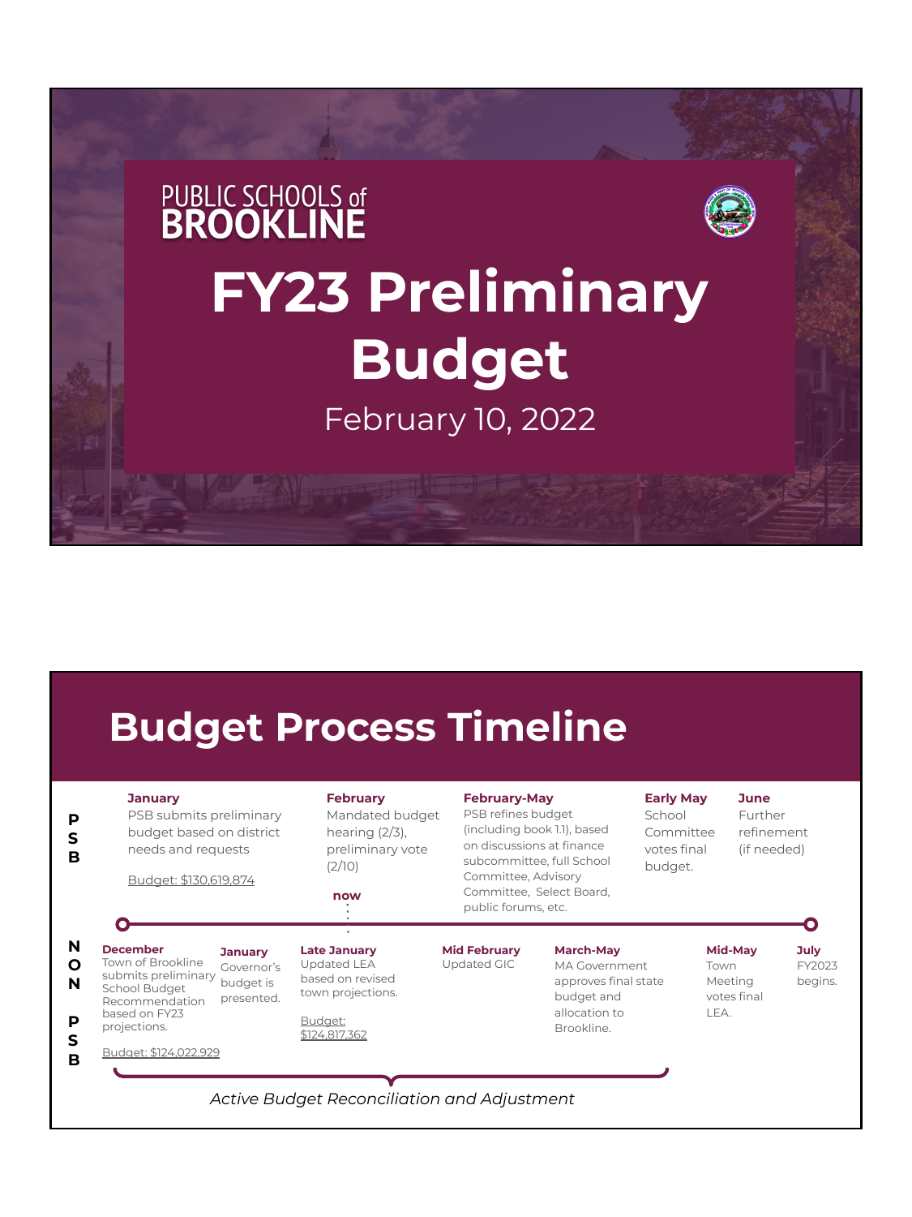PUBLIC SCHOOLS of BROOKLINE

# FY23 Preliminary Budget

February 10, 2022

## Budget Process Timeline

**PSB**

**January**
PSB submits preliminary budget based on district needs and requests

Budget: $130,619,874

**February**
Mandated budget hearing (2/3), preliminary vote (2/10)

**now**

**February-May**
PSB refines budget (including book 1.1), based on discussions at finance subcommittee, full School Committee, Advisory Committee, Select Board, public forums, etc.

**Early May**
School Committee votes final budget.

**June**
Further refinement (if needed)

**NON PSB**

**December**
Town of Brookline submits preliminary School Budget Recommendation based on FY23 projections.

Budget: $124,022,929

**January**
Governor's budget is presented.

**Late January**
Updated LEA based on revised town projections.

Budget: $124,817,362

**Mid February**
Updated GIC

**March-May**
MA Government approves final state budget and allocation to Brookline.

**Mid-May**
Town Meeting votes final LEA.

**July**
FY2023 begins.

*Active Budget Reconciliation and Adjustment*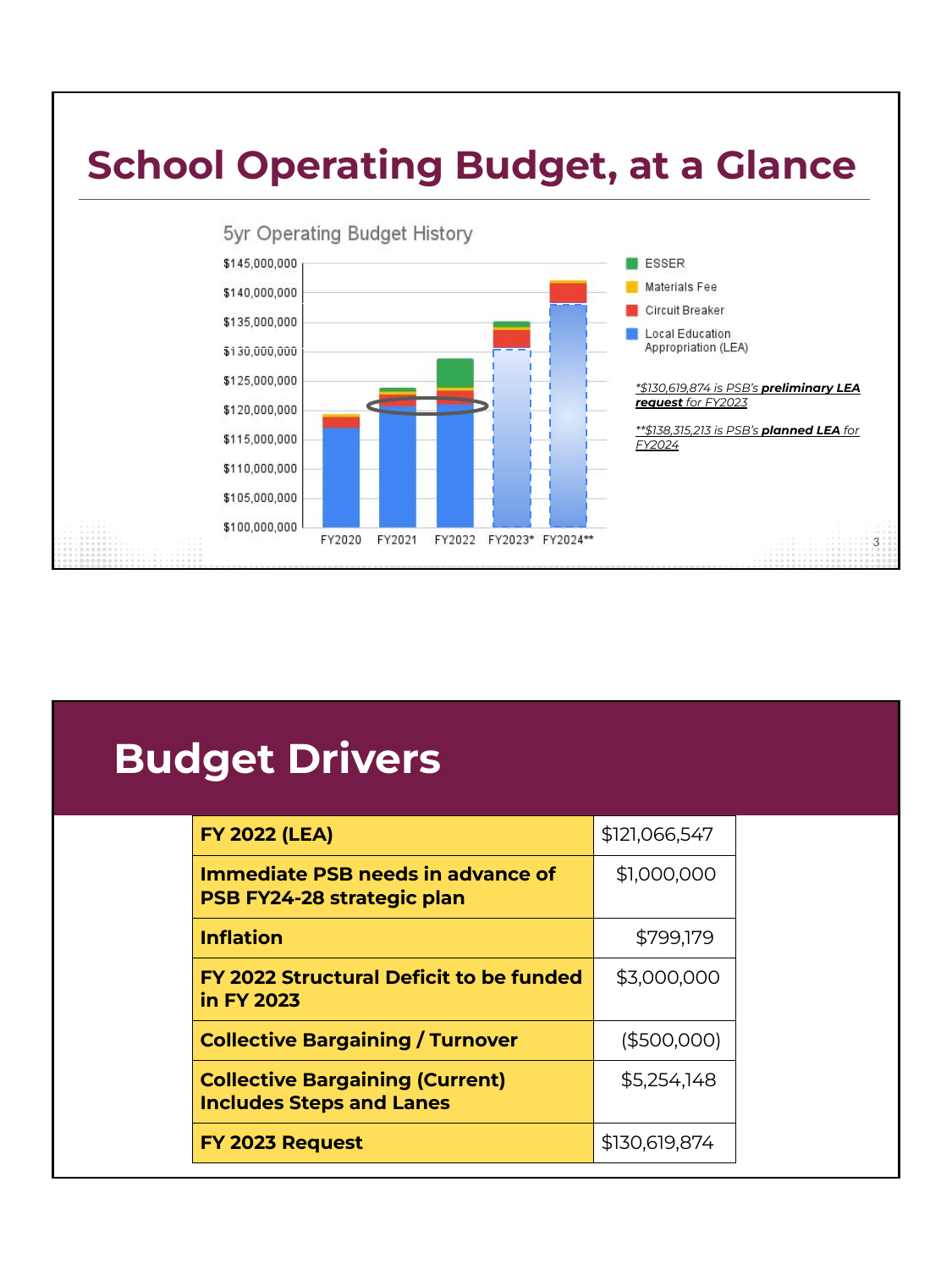# School Operating Budget, at a Glance

5yr Operating Budget History

- ESSER
- Materials Fee
- Circuit Breaker
- Local Education Appropriation (LEA)

**\*$130,619,874 is PSB's *preliminary LEA request* for FY2023**

**\*\*$138,315,213 is PSB's *planned LEA* for FY2024**

# Budget Drivers

| | |
|---|---|
| **FY 2022 (LEA)** | $121,066,547 |
| **Immediate PSB needs in advance of PSB FY24-28 strategic plan** | $1,000,000 |
| **Inflation** | $799,179 |
| **FY 2022 Structural Deficit to be funded in FY 2023** | $3,000,000 |
| **Collective Bargaining / Turnover** | ($500,000) |
| **Collective Bargaining (Current) Includes Steps and Lanes** | $5,254,148 |
| **FY 2023 Request** | $130,619,874 |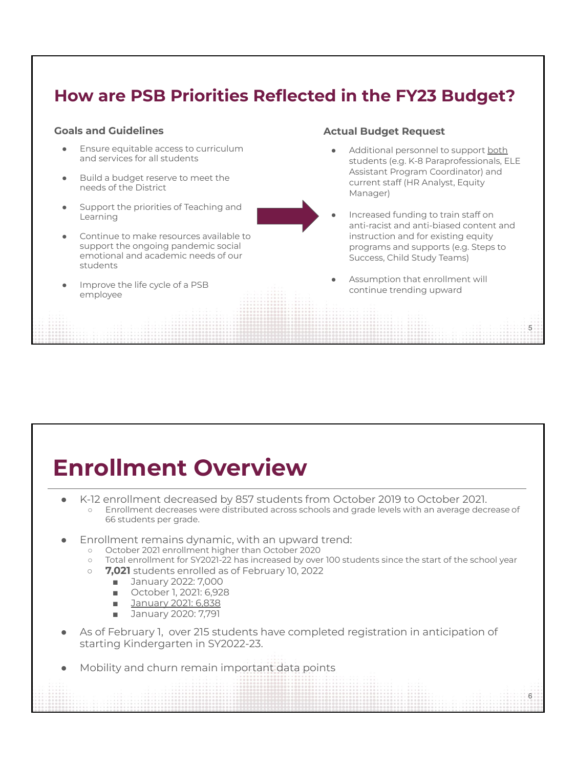## How are PSB Priorities Reflected in the FY23 Budget?

### Goals and Guidelines

- Ensure equitable access to curriculum and services for all students
- Build a budget reserve to meet the needs of the District
- Support the priorities of Teaching and Learning
- Continue to make resources available to support the ongoing pandemic social emotional and academic needs of our students
- Improve the life cycle of a PSB employee

### Actual Budget Request

- Additional personnel to support both students (e.g. K-8 Paraprofessionals, ELE Assistant Program Coordinator) and current staff (HR Analyst, Equity Manager)
- Increased funding to train staff on anti-racist and anti-biased content and instruction and for existing equity programs and supports (e.g. Steps to Success, Child Study Teams)
- Assumption that enrollment will continue trending upward

# Enrollment Overview

- K-12 enrollment decreased by 857 students from October 2019 to October 2021.
  - Enrollment decreases were distributed across schools and grade levels with an average decrease of 66 students per grade.
- Enrollment remains dynamic, with an upward trend:
  - October 2021 enrollment higher than October 2020
  - Total enrollment for SY2021-22 has increased by over 100 students since the start of the school year
  - **7,021** students enrolled as of February 10, 2022
    - January 2022: 7,000
    - October 1, 2021: 6,928
    - January 2021: 6,838
    - January 2020: 7,791
- As of February 1, over 215 students have completed registration in anticipation of starting Kindergarten in SY2022-23.
- Mobility and churn remain important data points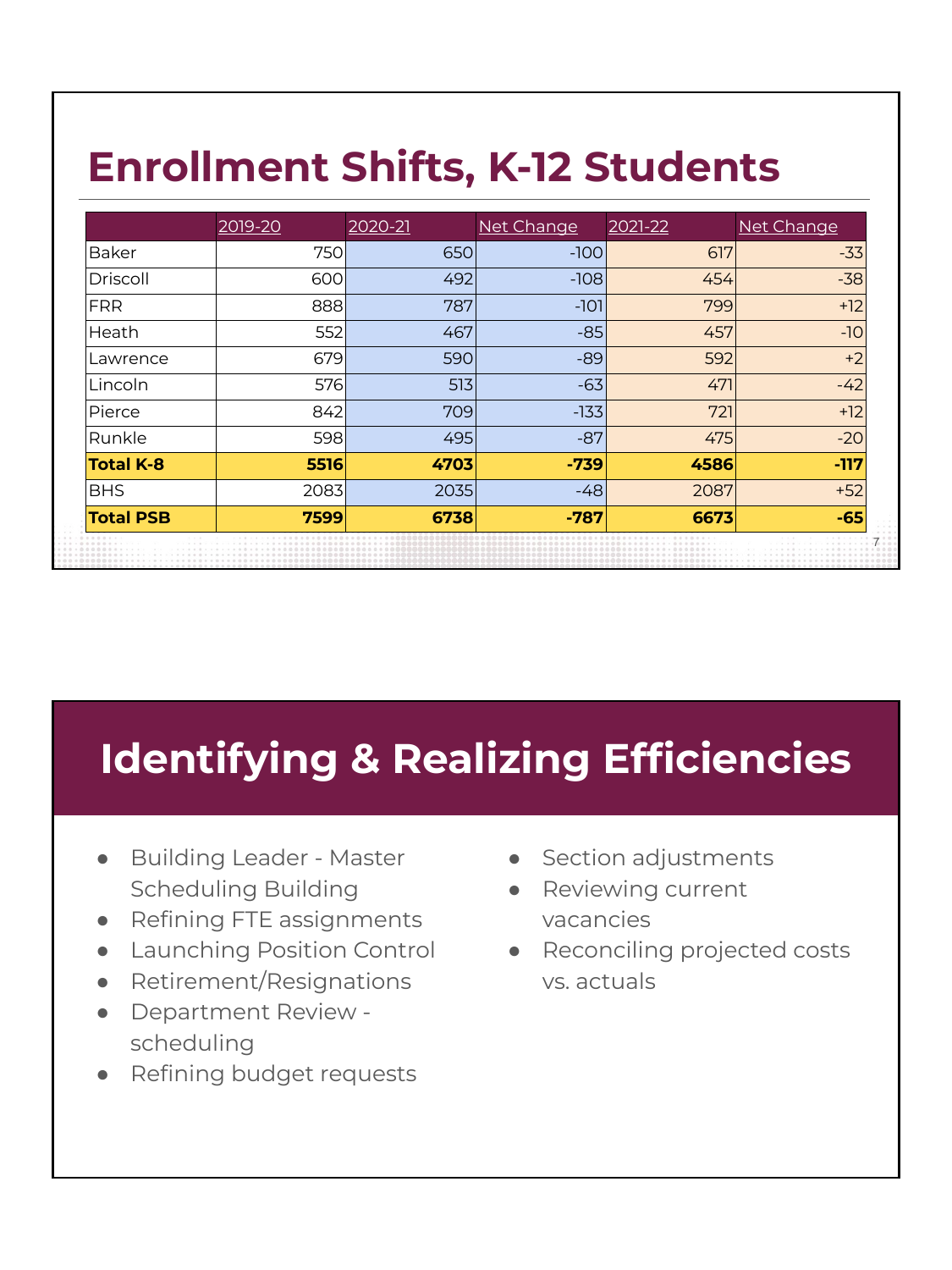# Enrollment Shifts, K-12 Students

| | 2019-20 | 2020-21 | Net Change | 2021-22 | Net Change |
|---|---|---|---|---|---|
| Baker | 750 | 650 | -100 | 617 | -33 |
| Driscoll | 600 | 492 | -108 | 454 | -38 |
| FRR | 888 | 787 | -101 | 799 | +12 |
| Heath | 552 | 467 | -85 | 457 | -10 |
| Lawrence | 679 | 590 | -89 | 592 | +2 |
| Lincoln | 576 | 513 | -63 | 471 | -42 |
| Pierce | 842 | 709 | -133 | 721 | +12 |
| Runkle | 598 | 495 | -87 | 475 | -20 |
| **Total K-8** | **5516** | **4703** | **-739** | **4586** | **-117** |
| BHS | 2083 | 2035 | -48 | 2087 | +52 |
| **Total PSB** | **7599** | **6738** | **-787** | **6673** | **-65** |

# Identifying & Realizing Efficiencies

- Building Leader - Master Scheduling Building
- Refining FTE assignments
- Launching Position Control
- Retirement/Resignations
- Department Review - scheduling
- Refining budget requests
- Section adjustments
- Reviewing current vacancies
- Reconciling projected costs vs. actuals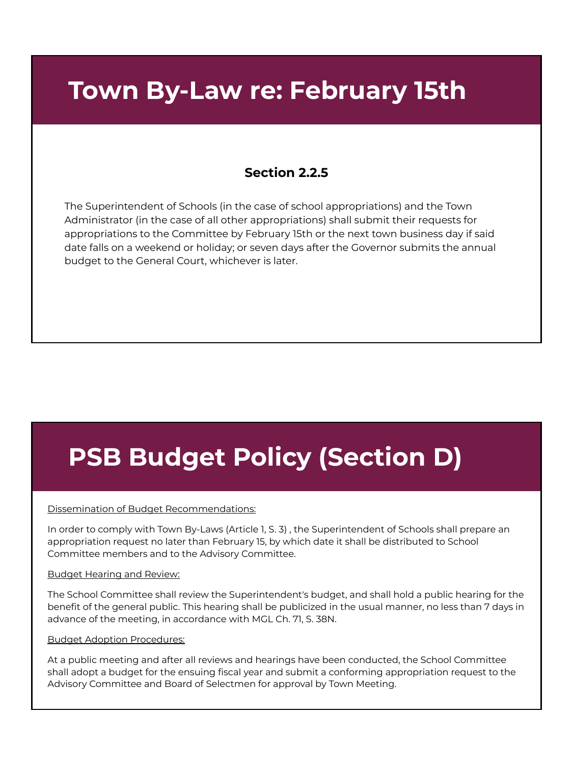# Town By-Law re: February 15th

### Section 2.2.5

The Superintendent of Schools (in the case of school appropriations) and the Town Administrator (in the case of all other appropriations) shall submit their requests for appropriations to the Committee by February 15th or the next town business day if said date falls on a weekend or holiday; or seven days after the Governor submits the annual budget to the General Court, whichever is later.

# PSB Budget Policy (Section D)

<u>Dissemination of Budget Recommendations:</u>

In order to comply with Town By-Laws (Article 1, S. 3) , the Superintendent of Schools shall prepare an appropriation request no later than February 15, by which date it shall be distributed to School Committee members and to the Advisory Committee.

<u>Budget Hearing and Review:</u>

The School Committee shall review the Superintendent's budget, and shall hold a public hearing for the benefit of the general public. This hearing shall be publicized in the usual manner, no less than 7 days in advance of the meeting, in accordance with MGL Ch. 71, S. 38N.

<u>Budget Adoption Procedures:</u>

At a public meeting and after all reviews and hearings have been conducted, the School Committee shall adopt a budget for the ensuing fiscal year and submit a conforming appropriation request to the Advisory Committee and Board of Selectmen for approval by Town Meeting.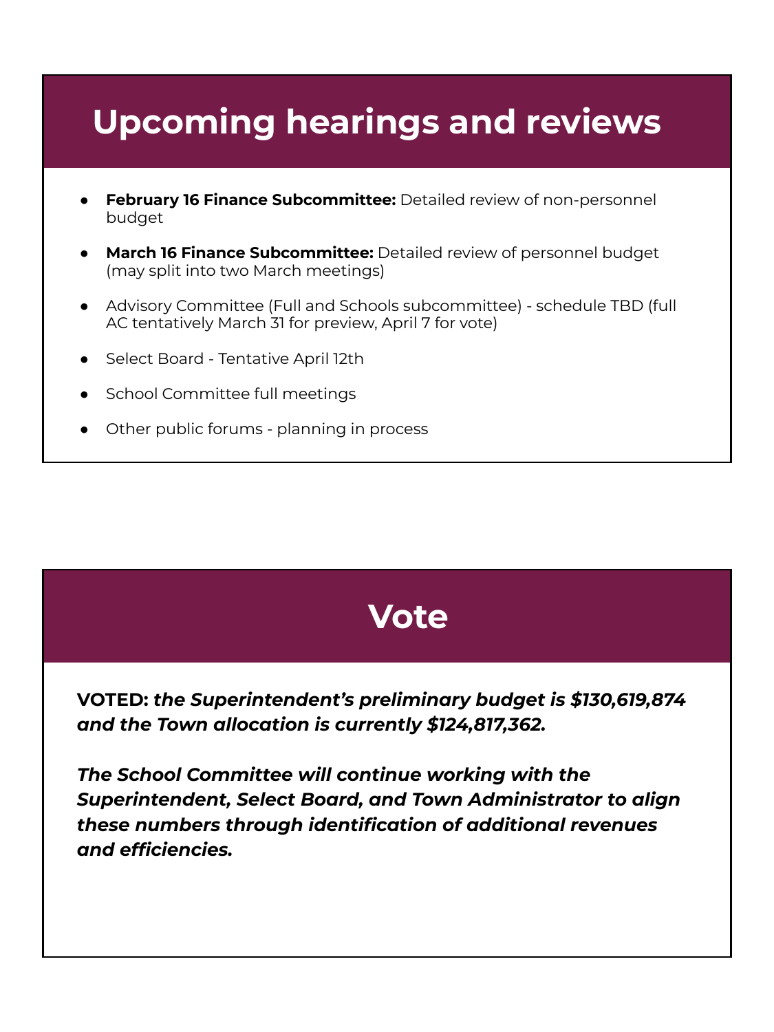# Upcoming hearings and reviews

- **February 16 Finance Subcommittee:** Detailed review of non-personnel budget
- **March 16 Finance Subcommittee:** Detailed review of personnel budget (may split into two March meetings)
- Advisory Committee (Full and Schools subcommittee) - schedule TBD (full AC tentatively March 31 for preview, April 7 for vote)
- Select Board - Tentative April 12th
- School Committee full meetings
- Other public forums - planning in process

# Vote

**VOTED:** ***the Superintendent's preliminary budget is $130,619,874 and the Town allocation is currently $124,817,362.***

***The School Committee will continue working with the Superintendent, Select Board, and Town Administrator to align these numbers through identification of additional revenues and efficiencies.***